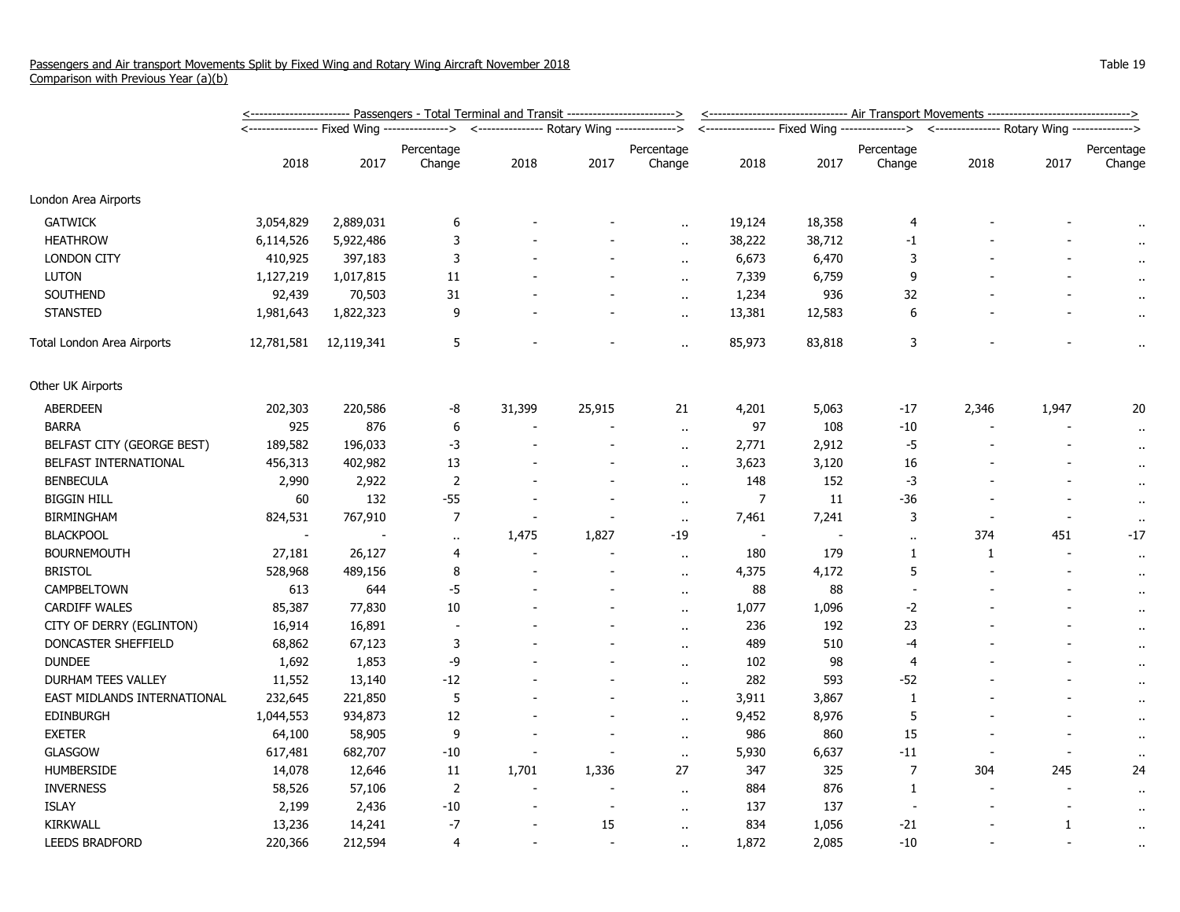Passengers and Air transport Movements Split by Fixed Wing and Rotary Wing Aircraft November 2018
Comparison with Previous Year (a)(b)

Table 19

| | Passengers - Total Terminal and Transit | | | | | | Air Transport Movements | | | | | |
|---|---|---|---|---|---|---|---|---|---|---|---|---|
| | Fixed Wing | | | Rotary Wing | | | Fixed Wing | | | Rotary Wing | | |
| | 2018 | 2017 | Percentage Change | 2018 | 2017 | Percentage Change | 2018 | 2017 | Percentage Change | 2018 | 2017 | Percentage Change |
| London Area Airports | | | | | | | | | | | | |
| GATWICK | 3,054,829 | 2,889,031 | 6 | - | - | .. | 19,124 | 18,358 | 4 | - | - | .. |
| HEATHROW | 6,114,526 | 5,922,486 | 3 | - | - | .. | 38,222 | 38,712 | -1 | - | - | .. |
| LONDON CITY | 410,925 | 397,183 | 3 | - | - | .. | 6,673 | 6,470 | 3 | - | - | .. |
| LUTON | 1,127,219 | 1,017,815 | 11 | - | - | .. | 7,339 | 6,759 | 9 | - | - | .. |
| SOUTHEND | 92,439 | 70,503 | 31 | - | - | .. | 1,234 | 936 | 32 | - | - | .. |
| STANSTED | 1,981,643 | 1,822,323 | 9 | - | - | .. | 13,381 | 12,583 | 6 | - | - | .. |
| Total London Area Airports | 12,781,581 | 12,119,341 | 5 | - | - | .. | 85,973 | 83,818 | 3 | - | - | .. |
| Other UK Airports | | | | | | | | | | | | |
| ABERDEEN | 202,303 | 220,586 | -8 | 31,399 | 25,915 | 21 | 4,201 | 5,063 | -17 | 2,346 | 1,947 | 20 |
| BARRA | 925 | 876 | 6 | - | - | .. | 97 | 108 | -10 | - | - | .. |
| BELFAST CITY (GEORGE BEST) | 189,582 | 196,033 | -3 | - | - | .. | 2,771 | 2,912 | -5 | - | - | .. |
| BELFAST INTERNATIONAL | 456,313 | 402,982 | 13 | - | - | .. | 3,623 | 3,120 | 16 | - | - | .. |
| BENBECULA | 2,990 | 2,922 | 2 | - | - | .. | 148 | 152 | -3 | - | - | .. |
| BIGGIN HILL | 60 | 132 | -55 | - | - | .. | 7 | 11 | -36 | - | - | .. |
| BIRMINGHAM | 824,531 | 767,910 | 7 | - | - | .. | 7,461 | 7,241 | 3 | - | - | .. |
| BLACKPOOL | - | - | .. | 1,475 | 1,827 | -19 | - | - | .. | 374 | 451 | -17 |
| BOURNEMOUTH | 27,181 | 26,127 | 4 | - | - | .. | 180 | 179 | 1 | 1 | - | .. |
| BRISTOL | 528,968 | 489,156 | 8 | - | - | .. | 4,375 | 4,172 | 5 | - | - | .. |
| CAMPBELTOWN | 613 | 644 | -5 | - | - | .. | 88 | 88 | - | - | - | .. |
| CARDIFF WALES | 85,387 | 77,830 | 10 | - | - | .. | 1,077 | 1,096 | -2 | - | - | .. |
| CITY OF DERRY (EGLINTON) | 16,914 | 16,891 | - | - | - | .. | 236 | 192 | 23 | - | - | .. |
| DONCASTER SHEFFIELD | 68,862 | 67,123 | 3 | - | - | .. | 489 | 510 | -4 | - | - | .. |
| DUNDEE | 1,692 | 1,853 | -9 | - | - | .. | 102 | 98 | 4 | - | - | .. |
| DURHAM TEES VALLEY | 11,552 | 13,140 | -12 | - | - | .. | 282 | 593 | -52 | - | - | .. |
| EAST MIDLANDS INTERNATIONAL | 232,645 | 221,850 | 5 | - | - | .. | 3,911 | 3,867 | 1 | - | - | .. |
| EDINBURGH | 1,044,553 | 934,873 | 12 | - | - | .. | 9,452 | 8,976 | 5 | - | - | .. |
| EXETER | 64,100 | 58,905 | 9 | - | - | .. | 986 | 860 | 15 | - | - | .. |
| GLASGOW | 617,481 | 682,707 | -10 | - | - | .. | 5,930 | 6,637 | -11 | - | - | .. |
| HUMBERSIDE | 14,078 | 12,646 | 11 | 1,701 | 1,336 | 27 | 347 | 325 | 7 | 304 | 245 | 24 |
| INVERNESS | 58,526 | 57,106 | 2 | - | - | .. | 884 | 876 | 1 | - | - | .. |
| ISLAY | 2,199 | 2,436 | -10 | - | - | .. | 137 | 137 | - | - | - | .. |
| KIRKWALL | 13,236 | 14,241 | -7 | - | 15 | .. | 834 | 1,056 | -21 | - | 1 | .. |
| LEEDS BRADFORD | 220,366 | 212,594 | 4 | - | - | .. | 1,872 | 2,085 | -10 | - | - | .. |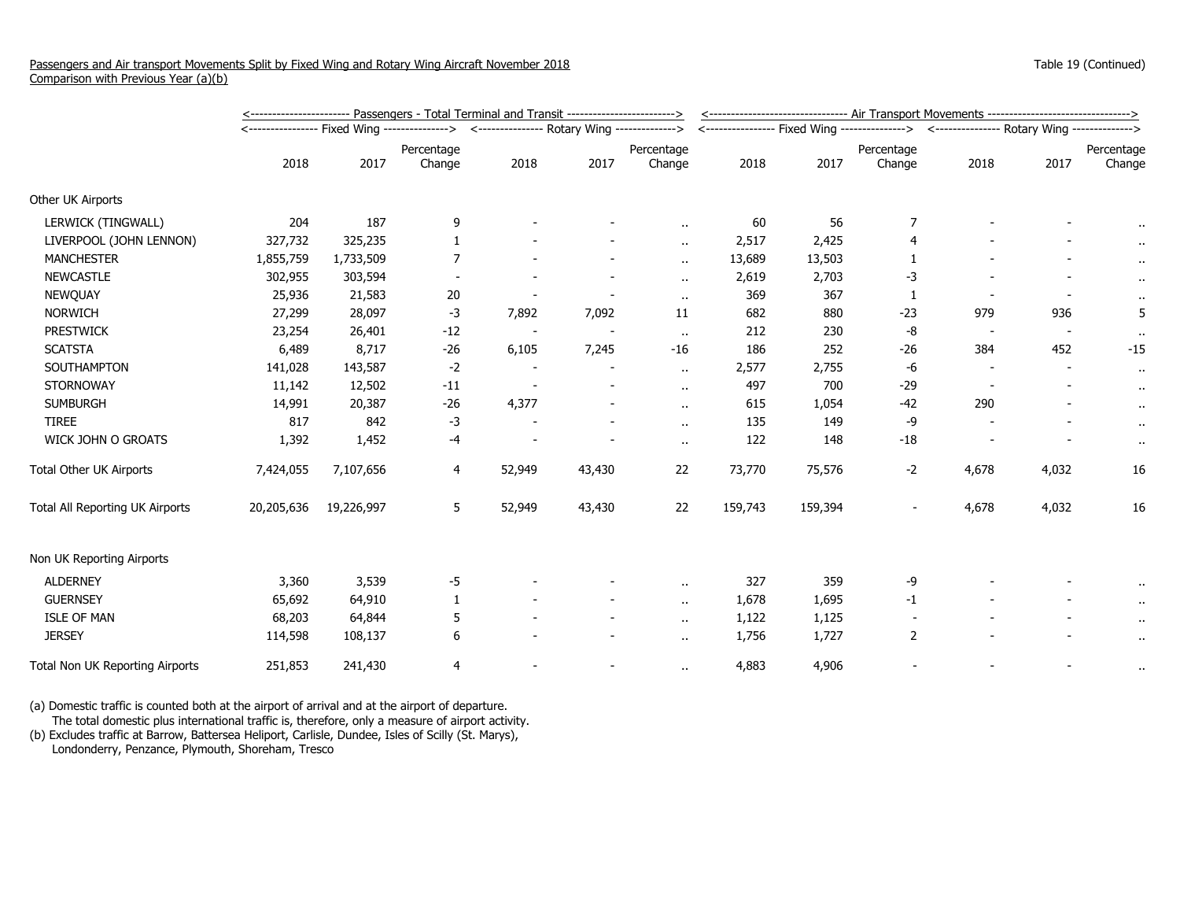Passengers and Air transport Movements Split by Fixed Wing and Rotary Wing Aircraft November 2018
Comparison with Previous Year (a)(b)

Table 19 (Continued)

| | Passengers - Total Terminal and Transit | | | | | | Air Transport Movements | | | | | |
|---|---|---|---|---|---|---|---|---|---|---|---|---|
| | Fixed Wing | | | Rotary Wing | | | Fixed Wing | | | Rotary Wing | | |
| | 2018 | 2017 | Percentage Change | 2018 | 2017 | Percentage Change | 2018 | 2017 | Percentage Change | 2018 | 2017 | Percentage Change |
| **Other UK Airports** | | | | | | | | | | | | |
| LERWICK (TINGWALL) | 204 | 187 | 9 | - | - | .. | 60 | 56 | 7 | - | - | .. |
| LIVERPOOL (JOHN LENNON) | 327,732 | 325,235 | 1 | - | - | .. | 2,517 | 2,425 | 4 | - | - | .. |
| MANCHESTER | 1,855,759 | 1,733,509 | 7 | - | - | .. | 13,689 | 13,503 | 1 | - | - | .. |
| NEWCASTLE | 302,955 | 303,594 | - | - | - | .. | 2,619 | 2,703 | -3 | - | - | .. |
| NEWQUAY | 25,936 | 21,583 | 20 | - | - | .. | 369 | 367 | 1 | - | - | .. |
| NORWICH | 27,299 | 28,097 | -3 | 7,892 | 7,092 | 11 | 682 | 880 | -23 | 979 | 936 | 5 |
| PRESTWICK | 23,254 | 26,401 | -12 | - | - | .. | 212 | 230 | -8 | - | - | .. |
| SCATSTA | 6,489 | 8,717 | -26 | 6,105 | 7,245 | -16 | 186 | 252 | -26 | 384 | 452 | -15 |
| SOUTHAMPTON | 141,028 | 143,587 | -2 | - | - | .. | 2,577 | 2,755 | -6 | - | - | .. |
| STORNOWAY | 11,142 | 12,502 | -11 | - | - | .. | 497 | 700 | -29 | - | - | .. |
| SUMBURGH | 14,991 | 20,387 | -26 | 4,377 | - | .. | 615 | 1,054 | -42 | 290 | - | .. |
| TIREE | 817 | 842 | -3 | - | - | .. | 135 | 149 | -9 | - | - | .. |
| WICK JOHN O GROATS | 1,392 | 1,452 | -4 | - | - | .. | 122 | 148 | -18 | - | - | .. |
| Total Other UK Airports | 7,424,055 | 7,107,656 | 4 | 52,949 | 43,430 | 22 | 73,770 | 75,576 | -2 | 4,678 | 4,032 | 16 |
| Total All Reporting UK Airports | 20,205,636 | 19,226,997 | 5 | 52,949 | 43,430 | 22 | 159,743 | 159,394 | - | 4,678 | 4,032 | 16 |
| **Non UK Reporting Airports** | | | | | | | | | | | | |
| ALDERNEY | 3,360 | 3,539 | -5 | - | - | .. | 327 | 359 | -9 | - | - | .. |
| GUERNSEY | 65,692 | 64,910 | 1 | - | - | .. | 1,678 | 1,695 | -1 | - | - | .. |
| ISLE OF MAN | 68,203 | 64,844 | 5 | - | - | .. | 1,122 | 1,125 | - | - | - | .. |
| JERSEY | 114,598 | 108,137 | 6 | - | - | .. | 1,756 | 1,727 | 2 | - | - | .. |
| Total Non UK Reporting Airports | 251,853 | 241,430 | 4 | - | - | .. | 4,883 | 4,906 | - | - | - | .. |

(a) Domestic traffic is counted both at the airport of arrival and at the airport of departure.
The total domestic plus international traffic is, therefore, only a measure of airport activity.
(b) Excludes traffic at Barrow, Battersea Heliport, Carlisle, Dundee, Isles of Scilly (St. Marys), Londonderry, Penzance, Plymouth, Shoreham, Tresco